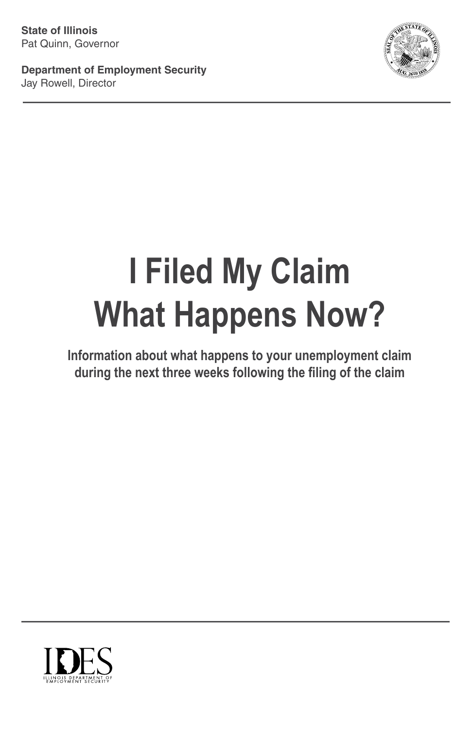**State of Illinois**
Pat Quinn, Governor

**Department of Employment Security**
Jay Rowell, Director

# I Filed My Claim What Happens Now?

**Information about what happens to your unemployment claim during the next three weeks following the filing of the claim**

IDES
ILLINOIS DEPARTMENT OF EMPLOYMENT SECURITY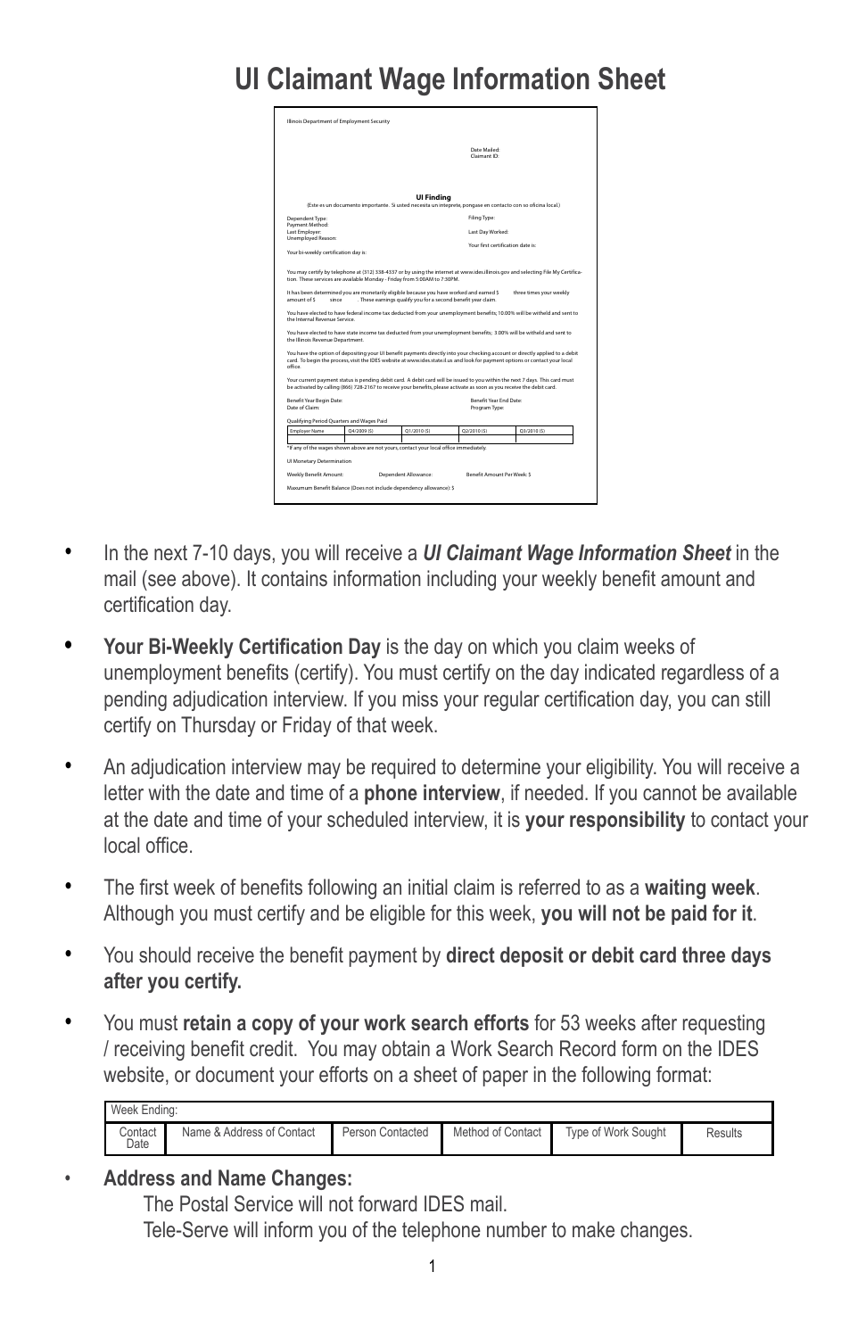# UI Claimant Wage Information Sheet

Illinois Department of Employment Security

Date Mailed:
Claimant ID:

**UI Finding**

(Este es un documento importante. Si usted necesita un inteprete, pongase en contacto con so oficina local.)

Dependent Type:
Payment Method:
Last Employer:
Unemployed Reason:

Filing Type:

Last Day Worked:

Your first certification date is:

Your bi-weekly certification day is:

You may certify by telephone at (312) 338-4337 or by using the internet at www.ides.illinois.gov and selecting File My Certification. These services are available Monday - Friday from 5:00AM to 7:30PM.

It has been determined you are monetarily eligible because you have worked and earned $ three times your weekly amount of $ since . These earnings qualify you for a second benefit year claim.

You have elected to have federal income tax deducted from your unemployment benefits; 10.00% will be witheld and sent to the Internal Revenue Service.

You have elected to have state income tax deducted from your unemployment benefits; 3.00% will be witheld and sent to the Illinois Revenue Department.

You have the option of depositing your UI benefit payments directly into your checking account or directly applied to a debit card. To begin the process, visit the IDES website at www.ides.state.il.us and look for payment options or contact your local office.

Your current payment status is pending debit card. A debit card will be issued to you within the next 7 days. This card must be activated by calling (866) 728-2167 to receive your benefits, please activate as soon as you receive the debit card.

Benefit Year Begin Date:
Date of Claim:

Benefit Year End Date:
Program Type:

Qualifying Period Quarters and Wages Paid

| Employer Name | Q4/2009 ($) | Q1/2010 ($) | Q2/2010 ($) | Q3/2010 ($) |
|---|---|---|---|---|
| | | | | |

*If any of the wages shown above are not yours, contact your local office immediately.

UI Monetary Determination

Weekly Benefit Amount: Dependent Allowance: Benefit Amount Per Week: $

Maxumum Benefit Balance (Does not include dependency allowance): $

- In the next 7-10 days, you will receive a ***UI Claimant Wage Information Sheet*** in the mail (see above). It contains information including your weekly benefit amount and certification day.
- **Your Bi-Weekly Certification Day** is the day on which you claim weeks of unemployment benefits (certify). You must certify on the day indicated regardless of a pending adjudication interview. If you miss your regular certification day, you can still certify on Thursday or Friday of that week.
- An adjudication interview may be required to determine your eligibility. You will receive a letter with the date and time of a **phone interview**, if needed. If you cannot be available at the date and time of your scheduled interview, it is **your responsibility** to contact your local office.
- The first week of benefits following an initial claim is referred to as a **waiting week**. Although you must certify and be eligible for this week, **you will not be paid for it**.
- You should receive the benefit payment by **direct deposit or debit card three days after you certify.**
- You must **retain a copy of your work search efforts** for 53 weeks after requesting / receiving benefit credit. You may obtain a Work Search Record form on the IDES website, or document your efforts on a sheet of paper in the following format:

| Week Ending: | | | | | |
|---|---|---|---|---|---|
| Contact Date | Name & Address of Contact | Person Contacted | Method of Contact | Type of Work Sought | Results |

- **Address and Name Changes:**
  The Postal Service will not forward IDES mail.
  Tele-Serve will inform you of the telephone number to make changes.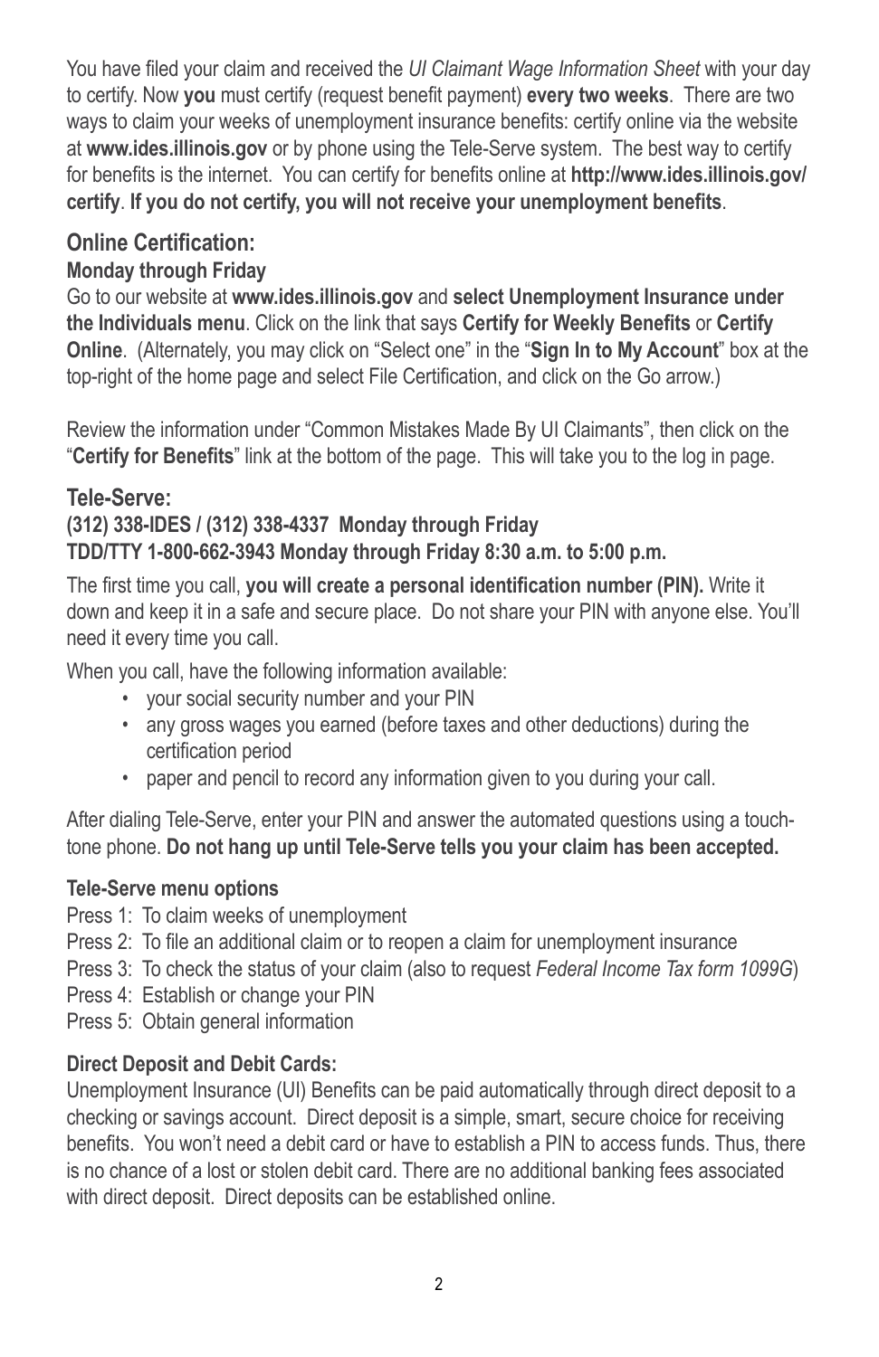You have filed your claim and received the *UI Claimant Wage Information Sheet* with your day to certify. Now **you** must certify (request benefit payment) **every two weeks**. There are two ways to claim your weeks of unemployment insurance benefits: certify online via the website at **www.ides.illinois.gov** or by phone using the Tele-Serve system. The best way to certify for benefits is the internet. You can certify for benefits online at **http://www.ides.illinois.gov/certify**. **If you do not certify, you will not receive your unemployment benefits**.

## Online Certification:

**Monday through Friday**

Go to our website at **www.ides.illinois.gov** and **select Unemployment Insurance under the Individuals menu**. Click on the link that says **Certify for Weekly Benefits** or **Certify Online**. (Alternately, you may click on "Select one" in the "**Sign In to My Account**" box at the top-right of the home page and select File Certification, and click on the Go arrow.)

Review the information under "Common Mistakes Made By UI Claimants", then click on the "**Certify for Benefits**" link at the bottom of the page. This will take you to the log in page.

## Tele-Serve:

**(312) 338-IDES / (312) 338-4337 Monday through Friday**
**TDD/TTY 1-800-662-3943 Monday through Friday 8:30 a.m. to 5:00 p.m.**

The first time you call, **you will create a personal identification number (PIN).** Write it down and keep it in a safe and secure place. Do not share your PIN with anyone else. You'll need it every time you call.

When you call, have the following information available:

- your social security number and your PIN
- any gross wages you earned (before taxes and other deductions) during the certification period
- paper and pencil to record any information given to you during your call.

After dialing Tele-Serve, enter your PIN and answer the automated questions using a touch-tone phone. **Do not hang up until Tele-Serve tells you your claim has been accepted.**

### Tele-Serve menu options

Press 1: To claim weeks of unemployment
Press 2: To file an additional claim or to reopen a claim for unemployment insurance
Press 3: To check the status of your claim (also to request *Federal Income Tax form 1099G*)
Press 4: Establish or change your PIN
Press 5: Obtain general information

### Direct Deposit and Debit Cards:

Unemployment Insurance (UI) Benefits can be paid automatically through direct deposit to a checking or savings account. Direct deposit is a simple, smart, secure choice for receiving benefits. You won't need a debit card or have to establish a PIN to access funds. Thus, there is no chance of a lost or stolen debit card. There are no additional banking fees associated with direct deposit. Direct deposits can be established online.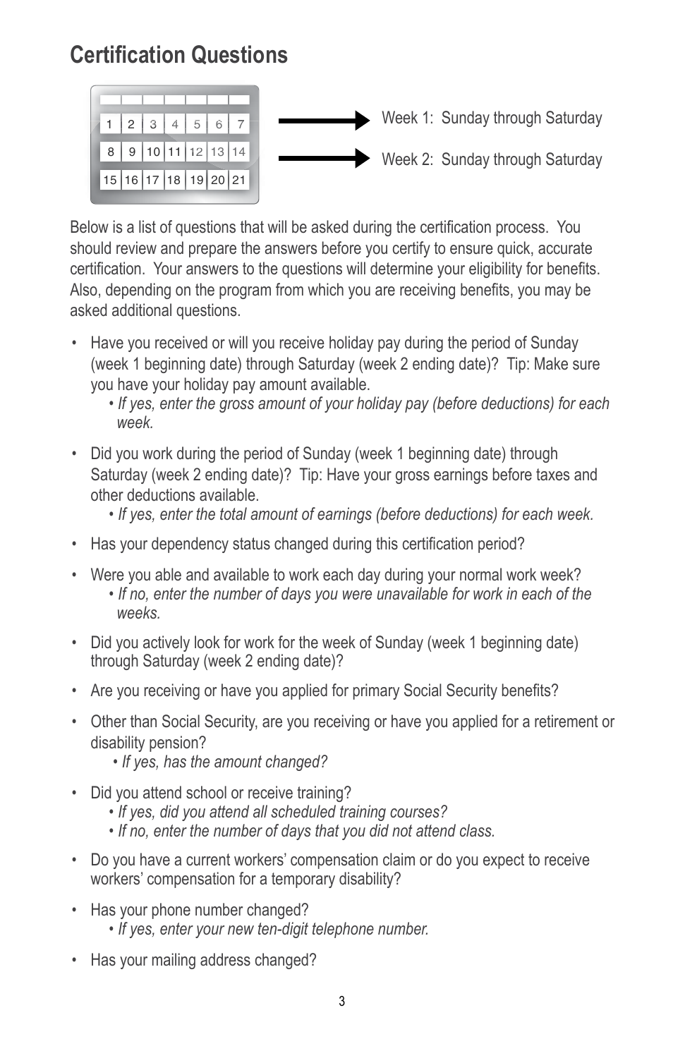## Certification Questions

1 2 3 4 5 6 7
8 9 10 11 12 13 14
15 16 17 18 19 20 21

Week 1: Sunday through Saturday

Week 2: Sunday through Saturday

Below is a list of questions that will be asked during the certification process. You should review and prepare the answers before you certify to ensure quick, accurate certification. Your answers to the questions will determine your eligibility for benefits. Also, depending on the program from which you are receiving benefits, you may be asked additional questions.

- Have you received or will you receive holiday pay during the period of Sunday (week 1 beginning date) through Saturday (week 2 ending date)? Tip: Make sure you have your holiday pay amount available.
  - *If yes, enter the gross amount of your holiday pay (before deductions) for each week.*
- Did you work during the period of Sunday (week 1 beginning date) through Saturday (week 2 ending date)? Tip: Have your gross earnings before taxes and other deductions available.
  - *If yes, enter the total amount of earnings (before deductions) for each week.*
- Has your dependency status changed during this certification period?
- Were you able and available to work each day during your normal work week?
  - *If no, enter the number of days you were unavailable for work in each of the weeks.*
- Did you actively look for work for the week of Sunday (week 1 beginning date) through Saturday (week 2 ending date)?
- Are you receiving or have you applied for primary Social Security benefits?
- Other than Social Security, are you receiving or have you applied for a retirement or disability pension?
  - *If yes, has the amount changed?*
- Did you attend school or receive training?
  - *If yes, did you attend all scheduled training courses?*
  - *If no, enter the number of days that you did not attend class.*
- Do you have a current workers' compensation claim or do you expect to receive workers' compensation for a temporary disability?
- Has your phone number changed?
  - *If yes, enter your new ten-digit telephone number.*
- Has your mailing address changed?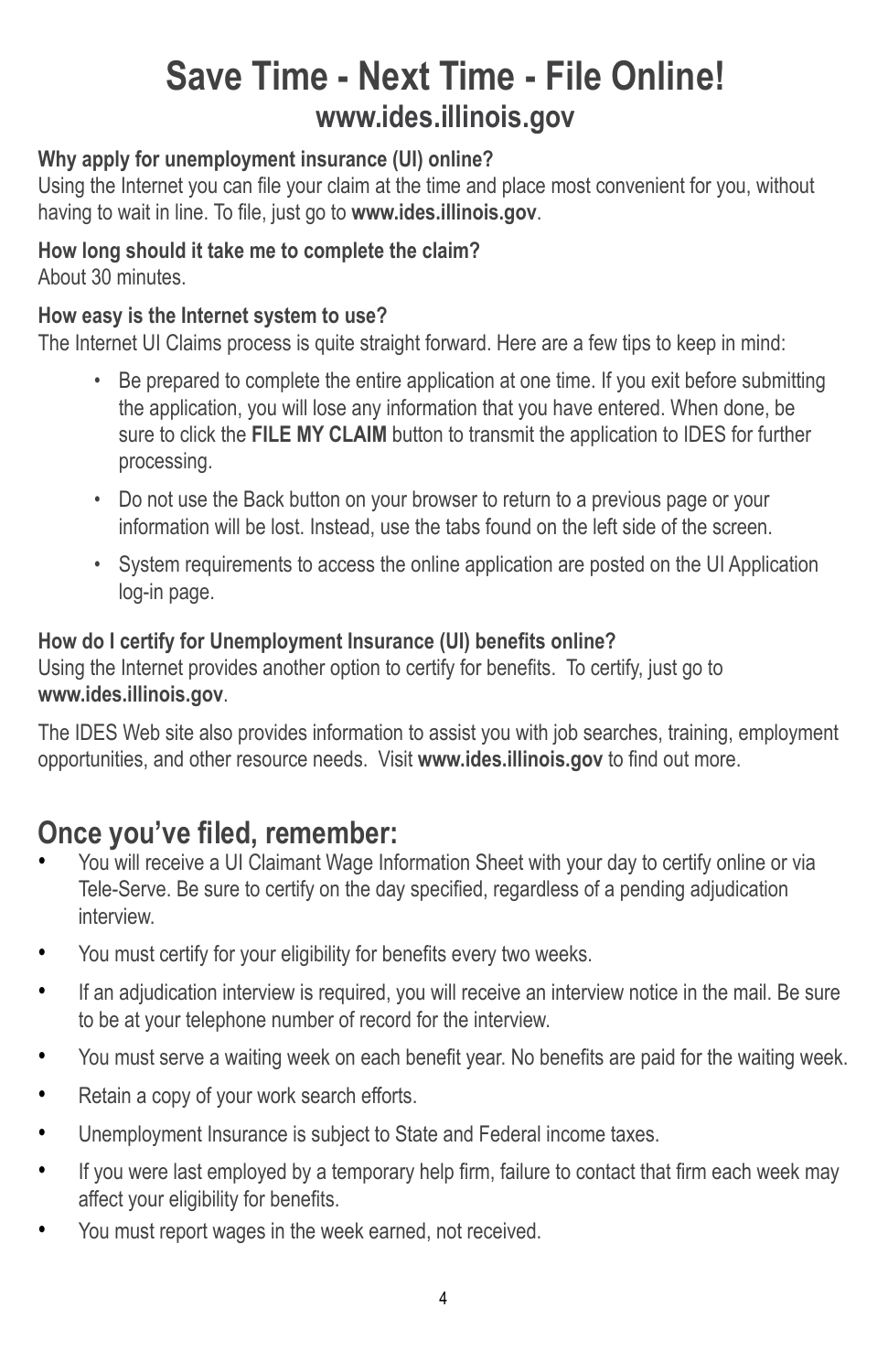# Save Time - Next Time - File Online!

## www.ides.illinois.gov

**Why apply for unemployment insurance (UI) online?**
Using the Internet you can file your claim at the time and place most convenient for you, without having to wait in line. To file, just go to **www.ides.illinois.gov**.

**How long should it take me to complete the claim?**
About 30 minutes.

**How easy is the Internet system to use?**
The Internet UI Claims process is quite straight forward. Here are a few tips to keep in mind:

- Be prepared to complete the entire application at one time. If you exit before submitting the application, you will lose any information that you have entered. When done, be sure to click the **FILE MY CLAIM** button to transmit the application to IDES for further processing.
- Do not use the Back button on your browser to return to a previous page or your information will be lost. Instead, use the tabs found on the left side of the screen.
- System requirements to access the online application are posted on the UI Application log-in page.

**How do I certify for Unemployment Insurance (UI) benefits online?**
Using the Internet provides another option to certify for benefits. To certify, just go to **www.ides.illinois.gov**.

The IDES Web site also provides information to assist you with job searches, training, employment opportunities, and other resource needs. Visit **www.ides.illinois.gov** to find out more.

## Once you've filed, remember:

- You will receive a UI Claimant Wage Information Sheet with your day to certify online or via Tele-Serve. Be sure to certify on the day specified, regardless of a pending adjudication interview.
- You must certify for your eligibility for benefits every two weeks.
- If an adjudication interview is required, you will receive an interview notice in the mail. Be sure to be at your telephone number of record for the interview.
- You must serve a waiting week on each benefit year. No benefits are paid for the waiting week.
- Retain a copy of your work search efforts.
- Unemployment Insurance is subject to State and Federal income taxes.
- If you were last employed by a temporary help firm, failure to contact that firm each week may affect your eligibility for benefits.
- You must report wages in the week earned, not received.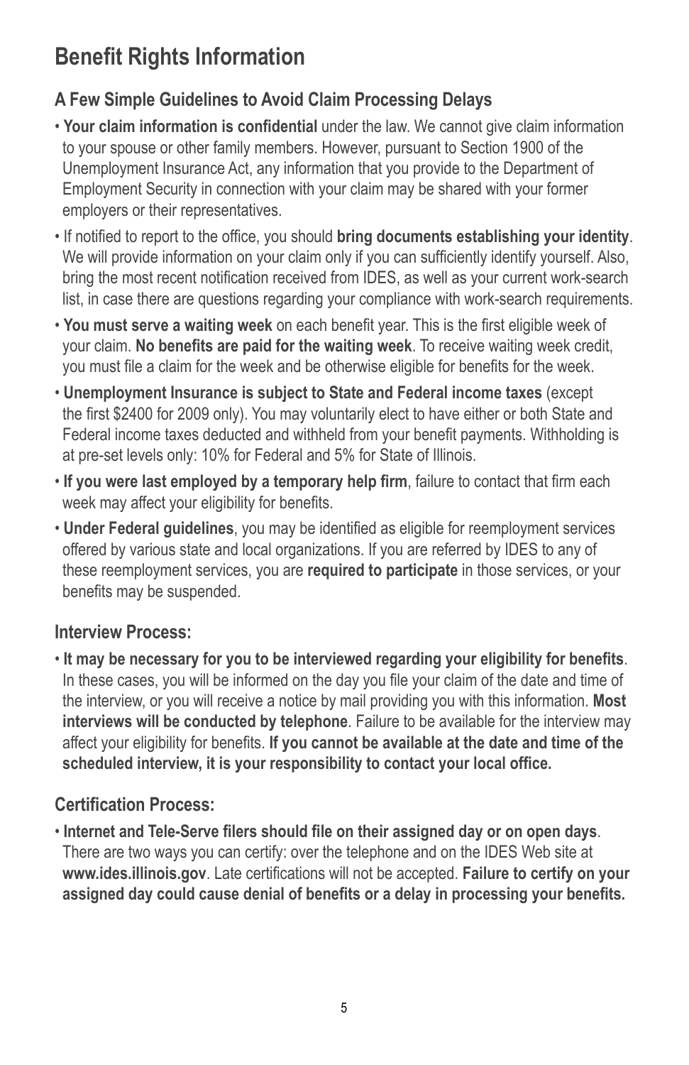# Benefit Rights Information

## A Few Simple Guidelines to Avoid Claim Processing Delays

- **Your claim information is confidential** under the law. We cannot give claim information to your spouse or other family members. However, pursuant to Section 1900 of the Unemployment Insurance Act, any information that you provide to the Department of Employment Security in connection with your claim may be shared with your former employers or their representatives.
- If notified to report to the office, you should **bring documents establishing your identity**. We will provide information on your claim only if you can sufficiently identify yourself. Also, bring the most recent notification received from IDES, as well as your current work-search list, in case there are questions regarding your compliance with work-search requirements.
- **You must serve a waiting week** on each benefit year. This is the first eligible week of your claim. **No benefits are paid for the waiting week**. To receive waiting week credit, you must file a claim for the week and be otherwise eligible for benefits for the week.
- **Unemployment Insurance is subject to State and Federal income taxes** (except the first $2400 for 2009 only). You may voluntarily elect to have either or both State and Federal income taxes deducted and withheld from your benefit payments. Withholding is at pre-set levels only: 10% for Federal and 5% for State of Illinois.
- **If you were last employed by a temporary help firm**, failure to contact that firm each week may affect your eligibility for benefits.
- **Under Federal guidelines**, you may be identified as eligible for reemployment services offered by various state and local organizations. If you are referred by IDES to any of these reemployment services, you are **required to participate** in those services, or your benefits may be suspended.

## Interview Process:

- **It may be necessary for you to be interviewed regarding your eligibility for benefits**. In these cases, you will be informed on the day you file your claim of the date and time of the interview, or you will receive a notice by mail providing you with this information. **Most interviews will be conducted by telephone**. Failure to be available for the interview may affect your eligibility for benefits. **If you cannot be available at the date and time of the scheduled interview, it is your responsibility to contact your local office.**

## Certification Process:

- **Internet and Tele-Serve filers should file on their assigned day or on open days**. There are two ways you can certify: over the telephone and on the IDES Web site at **www.ides.illinois.gov**. Late certifications will not be accepted. **Failure to certify on your assigned day could cause denial of benefits or a delay in processing your benefits.**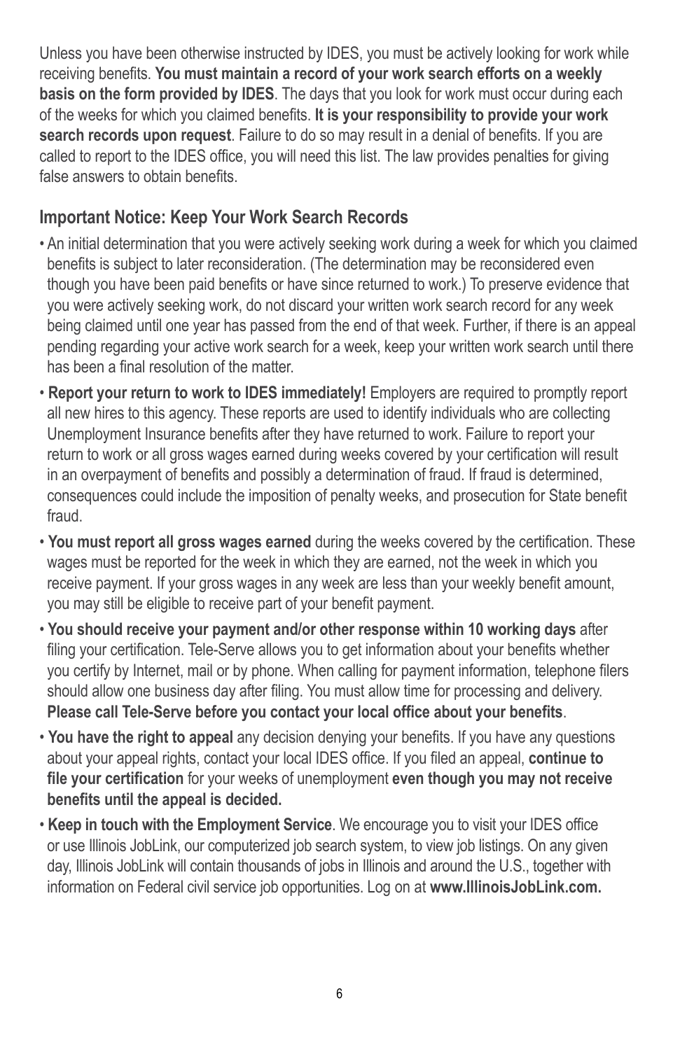Unless you have been otherwise instructed by IDES, you must be actively looking for work while receiving benefits. **You must maintain a record of your work search efforts on a weekly basis on the form provided by IDES**. The days that you look for work must occur during each of the weeks for which you claimed benefits. **It is your responsibility to provide your work search records upon request**. Failure to do so may result in a denial of benefits. If you are called to report to the IDES office, you will need this list. The law provides penalties for giving false answers to obtain benefits.

## Important Notice: Keep Your Work Search Records

- An initial determination that you were actively seeking work during a week for which you claimed benefits is subject to later reconsideration. (The determination may be reconsidered even though you have been paid benefits or have since returned to work.) To preserve evidence that you were actively seeking work, do not discard your written work search record for any week being claimed until one year has passed from the end of that week. Further, if there is an appeal pending regarding your active work search for a week, keep your written work search until there has been a final resolution of the matter.
- **Report your return to work to IDES immediately!** Employers are required to promptly report all new hires to this agency. These reports are used to identify individuals who are collecting Unemployment Insurance benefits after they have returned to work. Failure to report your return to work or all gross wages earned during weeks covered by your certification will result in an overpayment of benefits and possibly a determination of fraud. If fraud is determined, consequences could include the imposition of penalty weeks, and prosecution for State benefit fraud.
- **You must report all gross wages earned** during the weeks covered by the certification. These wages must be reported for the week in which they are earned, not the week in which you receive payment. If your gross wages in any week are less than your weekly benefit amount, you may still be eligible to receive part of your benefit payment.
- **You should receive your payment and/or other response within 10 working days** after filing your certification. Tele-Serve allows you to get information about your benefits whether you certify by Internet, mail or by phone. When calling for payment information, telephone filers should allow one business day after filing. You must allow time for processing and delivery. **Please call Tele-Serve before you contact your local office about your benefits**.
- **You have the right to appeal** any decision denying your benefits. If you have any questions about your appeal rights, contact your local IDES office. If you filed an appeal, **continue to file your certification** for your weeks of unemployment **even though you may not receive benefits until the appeal is decided.**
- **Keep in touch with the Employment Service**. We encourage you to visit your IDES office or use Illinois JobLink, our computerized job search system, to view job listings. On any given day, Illinois JobLink will contain thousands of jobs in Illinois and around the U.S., together with information on Federal civil service job opportunities. Log on at **www.IllinoisJobLink.com.**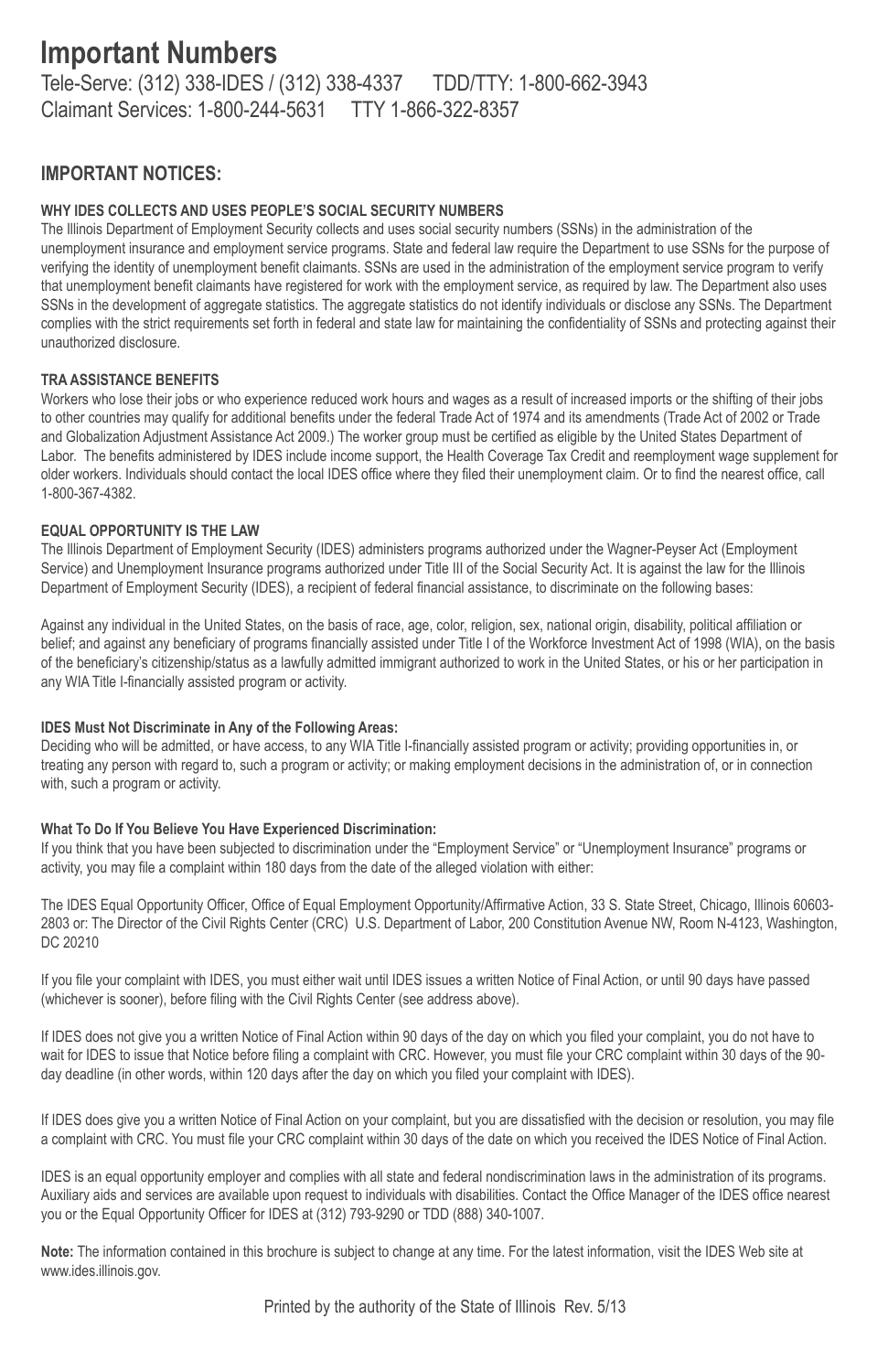# Important Numbers

Tele-Serve: (312) 338-IDES / (312) 338-4337  TDD/TTY: 1-800-662-3943
Claimant Services: 1-800-244-5631  TTY 1-866-322-8357

## IMPORTANT NOTICES:

### WHY IDES COLLECTS AND USES PEOPLE'S SOCIAL SECURITY NUMBERS

The Illinois Department of Employment Security collects and uses social security numbers (SSNs) in the administration of the unemployment insurance and employment service programs. State and federal law require the Department to use SSNs for the purpose of verifying the identity of unemployment benefit claimants. SSNs are used in the administration of the employment service program to verify that unemployment benefit claimants have registered for work with the employment service, as required by law. The Department also uses SSNs in the development of aggregate statistics. The aggregate statistics do not identify individuals or disclose any SSNs. The Department complies with the strict requirements set forth in federal and state law for maintaining the confidentiality of SSNs and protecting against their unauthorized disclosure.

### TRA ASSISTANCE BENEFITS

Workers who lose their jobs or who experience reduced work hours and wages as a result of increased imports or the shifting of their jobs to other countries may qualify for additional benefits under the federal Trade Act of 1974 and its amendments (Trade Act of 2002 or Trade and Globalization Adjustment Assistance Act 2009.) The worker group must be certified as eligible by the United States Department of Labor. The benefits administered by IDES include income support, the Health Coverage Tax Credit and reemployment wage supplement for older workers. Individuals should contact the local IDES office where they filed their unemployment claim. Or to find the nearest office, call 1-800-367-4382.

### EQUAL OPPORTUNITY IS THE LAW

The Illinois Department of Employment Security (IDES) administers programs authorized under the Wagner-Peyser Act (Employment Service) and Unemployment Insurance programs authorized under Title III of the Social Security Act. It is against the law for the Illinois Department of Employment Security (IDES), a recipient of federal financial assistance, to discriminate on the following bases:

Against any individual in the United States, on the basis of race, age, color, religion, sex, national origin, disability, political affiliation or belief; and against any beneficiary of programs financially assisted under Title I of the Workforce Investment Act of 1998 (WIA), on the basis of the beneficiary's citizenship/status as a lawfully admitted immigrant authorized to work in the United States, or his or her participation in any WIA Title I-financially assisted program or activity.

### IDES Must Not Discriminate in Any of the Following Areas:

Deciding who will be admitted, or have access, to any WIA Title I-financially assisted program or activity; providing opportunities in, or treating any person with regard to, such a program or activity; or making employment decisions in the administration of, or in connection with, such a program or activity.

### What To Do If You Believe You Have Experienced Discrimination:

If you think that you have been subjected to discrimination under the "Employment Service" or "Unemployment Insurance" programs or activity, you may file a complaint within 180 days from the date of the alleged violation with either:

The IDES Equal Opportunity Officer, Office of Equal Employment Opportunity/Affirmative Action, 33 S. State Street, Chicago, Illinois 60603-2803 or: The Director of the Civil Rights Center (CRC) U.S. Department of Labor, 200 Constitution Avenue NW, Room N-4123, Washington, DC 20210

If you file your complaint with IDES, you must either wait until IDES issues a written Notice of Final Action, or until 90 days have passed (whichever is sooner), before filing with the Civil Rights Center (see address above).

If IDES does not give you a written Notice of Final Action within 90 days of the day on which you filed your complaint, you do not have to wait for IDES to issue that Notice before filing a complaint with CRC. However, you must file your CRC complaint within 30 days of the 90-day deadline (in other words, within 120 days after the day on which you filed your complaint with IDES).

If IDES does give you a written Notice of Final Action on your complaint, but you are dissatisfied with the decision or resolution, you may file a complaint with CRC. You must file your CRC complaint within 30 days of the date on which you received the IDES Notice of Final Action.

IDES is an equal opportunity employer and complies with all state and federal nondiscrimination laws in the administration of its programs. Auxiliary aids and services are available upon request to individuals with disabilities. Contact the Office Manager of the IDES office nearest you or the Equal Opportunity Officer for IDES at (312) 793-9290 or TDD (888) 340-1007.

**Note:** The information contained in this brochure is subject to change at any time. For the latest information, visit the IDES Web site at www.ides.illinois.gov.

Printed by the authority of the State of Illinois Rev. 5/13